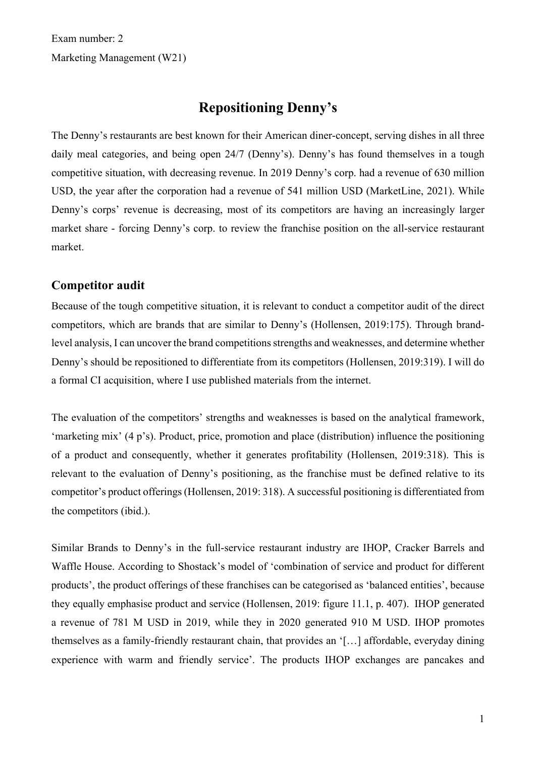Exam number: 2

Marketing Management (W21)

# Repositioning Denny's

The Denny's restaurants are best known for their American diner-concept, serving dishes in all three daily meal categories, and being open 24/7 (Denny's). Denny's has found themselves in a tough competitive situation, with decreasing revenue. In 2019 Denny's corp. had a revenue of 630 million USD, the year after the corporation had a revenue of 541 million USD (MarketLine, 2021). While Denny's corps' revenue is decreasing, most of its competitors are having an increasingly larger market share - forcing Denny's corp. to review the franchise position on the all-service restaurant market.

## Competitor audit

Because of the tough competitive situation, it is relevant to conduct a competitor audit of the direct competitors, which are brands that are similar to Denny's (Hollensen, 2019:175). Through brand-level analysis, I can uncover the brand competitions strengths and weaknesses, and determine whether Denny's should be repositioned to differentiate from its competitors (Hollensen, 2019:319). I will do a formal CI acquisition, where I use published materials from the internet.

The evaluation of the competitors' strengths and weaknesses is based on the analytical framework, 'marketing mix' (4 p's). Product, price, promotion and place (distribution) influence the positioning of a product and consequently, whether it generates profitability (Hollensen, 2019:318). This is relevant to the evaluation of Denny's positioning, as the franchise must be defined relative to its competitor's product offerings (Hollensen, 2019: 318). A successful positioning is differentiated from the competitors (ibid.).

Similar Brands to Denny's in the full-service restaurant industry are IHOP, Cracker Barrels and Waffle House. According to Shostack's model of 'combination of service and product for different products', the product offerings of these franchises can be categorised as 'balanced entities', because they equally emphasise product and service (Hollensen, 2019: figure 11.1, p. 407). IHOP generated a revenue of 781 M USD in 2019, while they in 2020 generated 910 M USD. IHOP promotes themselves as a family-friendly restaurant chain, that provides an '[…] affordable, everyday dining experience with warm and friendly service'. The products IHOP exchanges are pancakes and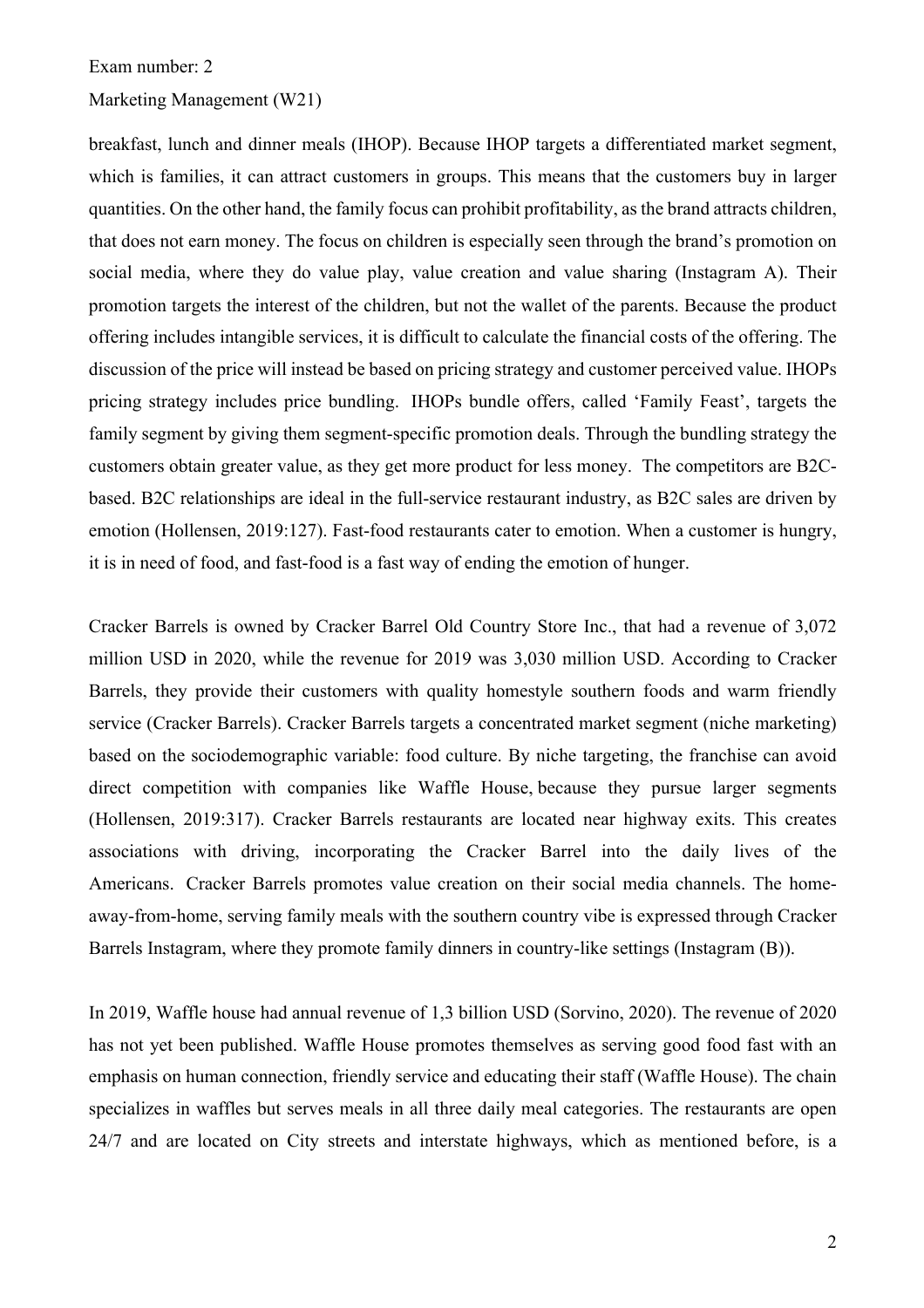breakfast, lunch and dinner meals (IHOP). Because IHOP targets a differentiated market segment, which is families, it can attract customers in groups. This means that the customers buy in larger quantities. On the other hand, the family focus can prohibit profitability, as the brand attracts children, that does not earn money. The focus on children is especially seen through the brand's promotion on social media, where they do value play, value creation and value sharing (Instagram A). Their promotion targets the interest of the children, but not the wallet of the parents. Because the product offering includes intangible services, it is difficult to calculate the financial costs of the offering. The discussion of the price will instead be based on pricing strategy and customer perceived value. IHOPs pricing strategy includes price bundling. IHOPs bundle offers, called 'Family Feast', targets the family segment by giving them segment-specific promotion deals. Through the bundling strategy the customers obtain greater value, as they get more product for less money. The competitors are B2C-based. B2C relationships are ideal in the full-service restaurant industry, as B2C sales are driven by emotion (Hollensen, 2019:127). Fast-food restaurants cater to emotion. When a customer is hungry, it is in need of food, and fast-food is a fast way of ending the emotion of hunger.

Cracker Barrels is owned by Cracker Barrel Old Country Store Inc., that had a revenue of 3,072 million USD in 2020, while the revenue for 2019 was 3,030 million USD. According to Cracker Barrels, they provide their customers with quality homestyle southern foods and warm friendly service (Cracker Barrels). Cracker Barrels targets a concentrated market segment (niche marketing) based on the sociodemographic variable: food culture. By niche targeting, the franchise can avoid direct competition with companies like Waffle House, because they pursue larger segments (Hollensen, 2019:317). Cracker Barrels restaurants are located near highway exits. This creates associations with driving, incorporating the Cracker Barrel into the daily lives of the Americans. Cracker Barrels promotes value creation on their social media channels. The home-away-from-home, serving family meals with the southern country vibe is expressed through Cracker Barrels Instagram, where they promote family dinners in country-like settings (Instagram (B)).

In 2019, Waffle house had annual revenue of 1,3 billion USD (Sorvino, 2020). The revenue of 2020 has not yet been published. Waffle House promotes themselves as serving good food fast with an emphasis on human connection, friendly service and educating their staff (Waffle House). The chain specializes in waffles but serves meals in all three daily meal categories. The restaurants are open 24/7 and are located on City streets and interstate highways, which as mentioned before, is a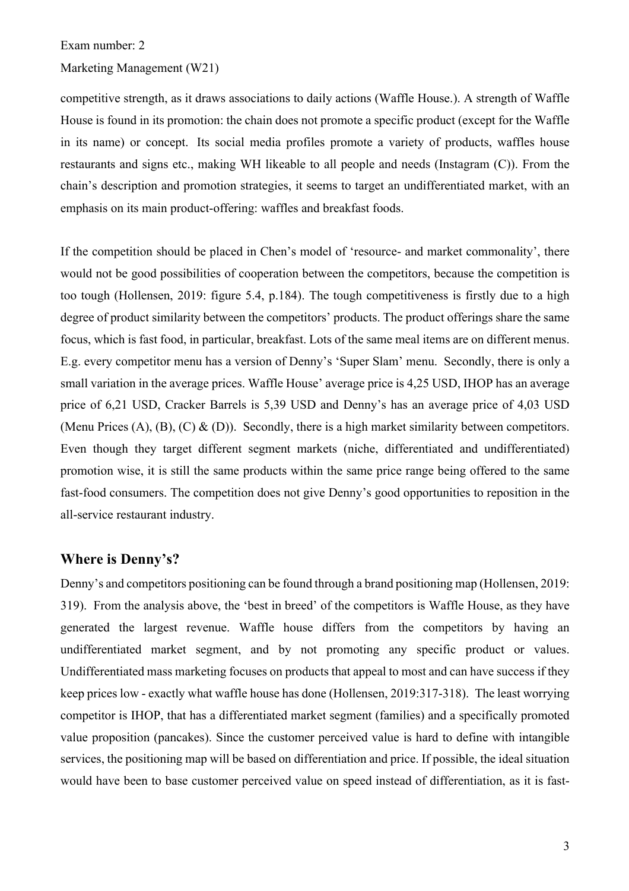competitive strength, as it draws associations to daily actions (Waffle House.). A strength of Waffle House is found in its promotion: the chain does not promote a specific product (except for the Waffle in its name) or concept. Its social media profiles promote a variety of products, waffles house restaurants and signs etc., making WH likeable to all people and needs (Instagram (C)). From the chain's description and promotion strategies, it seems to target an undifferentiated market, with an emphasis on its main product-offering: waffles and breakfast foods.

If the competition should be placed in Chen's model of 'resource- and market commonality', there would not be good possibilities of cooperation between the competitors, because the competition is too tough (Hollensen, 2019: figure 5.4, p.184). The tough competitiveness is firstly due to a high degree of product similarity between the competitors' products. The product offerings share the same focus, which is fast food, in particular, breakfast. Lots of the same meal items are on different menus. E.g. every competitor menu has a version of Denny's 'Super Slam' menu. Secondly, there is only a small variation in the average prices. Waffle House' average price is 4,25 USD, IHOP has an average price of 6,21 USD, Cracker Barrels is 5,39 USD and Denny's has an average price of 4,03 USD (Menu Prices (A), (B), (C) & (D)). Secondly, there is a high market similarity between competitors. Even though they target different segment markets (niche, differentiated and undifferentiated) promotion wise, it is still the same products within the same price range being offered to the same fast-food consumers. The competition does not give Denny's good opportunities to reposition in the all-service restaurant industry.

## Where is Denny's?

Denny's and competitors positioning can be found through a brand positioning map (Hollensen, 2019: 319). From the analysis above, the 'best in breed' of the competitors is Waffle House, as they have generated the largest revenue. Waffle house differs from the competitors by having an undifferentiated market segment, and by not promoting any specific product or values. Undifferentiated mass marketing focuses on products that appeal to most and can have success if they keep prices low - exactly what waffle house has done (Hollensen, 2019:317-318). The least worrying competitor is IHOP, that has a differentiated market segment (families) and a specifically promoted value proposition (pancakes). Since the customer perceived value is hard to define with intangible services, the positioning map will be based on differentiation and price. If possible, the ideal situation would have been to base customer perceived value on speed instead of differentiation, as it is fast-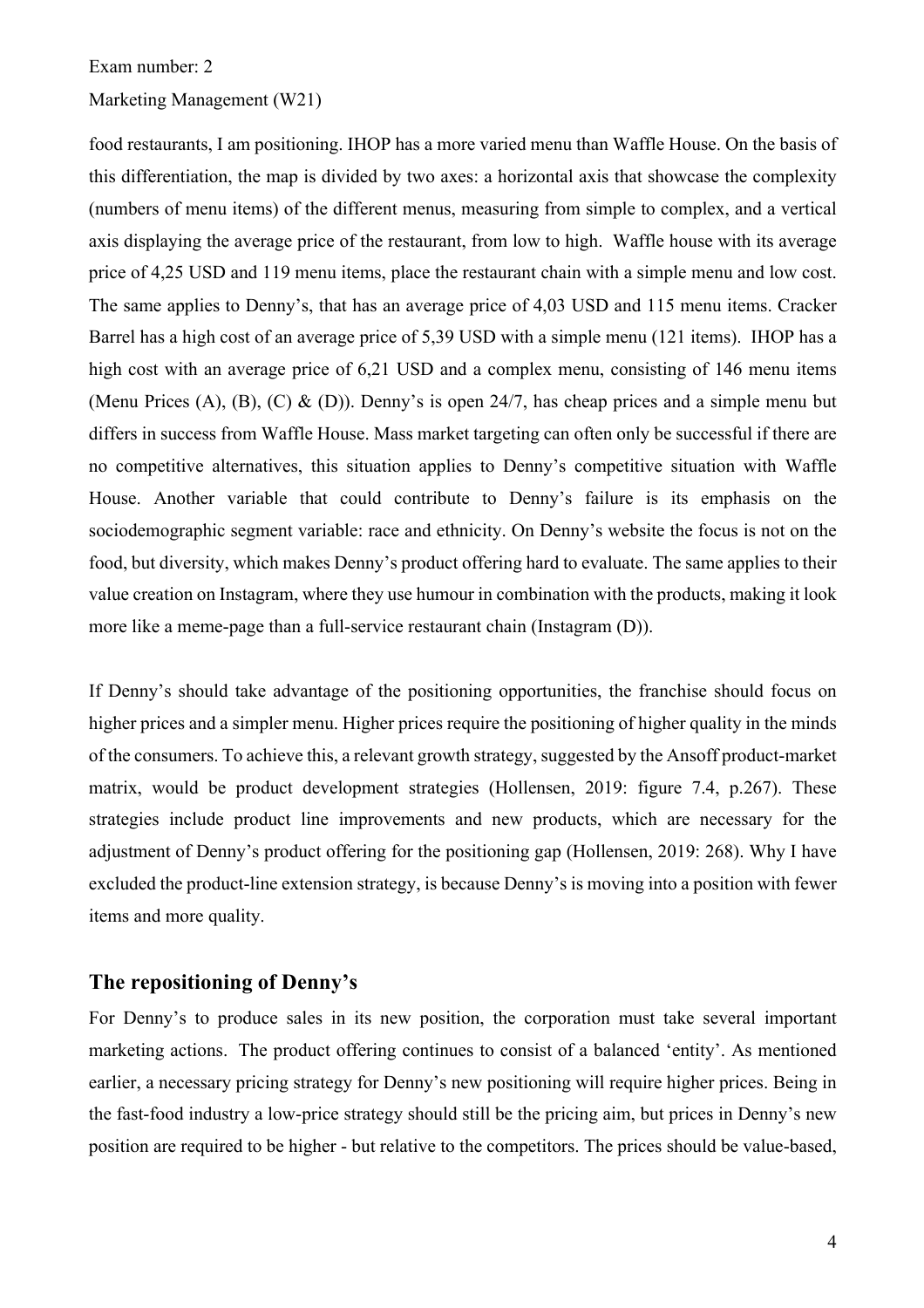food restaurants, I am positioning. IHOP has a more varied menu than Waffle House. On the basis of this differentiation, the map is divided by two axes: a horizontal axis that showcase the complexity (numbers of menu items) of the different menus, measuring from simple to complex, and a vertical axis displaying the average price of the restaurant, from low to high. Waffle house with its average price of 4,25 USD and 119 menu items, place the restaurant chain with a simple menu and low cost. The same applies to Denny's, that has an average price of 4,03 USD and 115 menu items. Cracker Barrel has a high cost of an average price of 5,39 USD with a simple menu (121 items). IHOP has a high cost with an average price of 6,21 USD and a complex menu, consisting of 146 menu items (Menu Prices (A), (B), (C) & (D)). Denny's is open 24/7, has cheap prices and a simple menu but differs in success from Waffle House. Mass market targeting can often only be successful if there are no competitive alternatives, this situation applies to Denny's competitive situation with Waffle House. Another variable that could contribute to Denny's failure is its emphasis on the sociodemographic segment variable: race and ethnicity. On Denny's website the focus is not on the food, but diversity, which makes Denny's product offering hard to evaluate. The same applies to their value creation on Instagram, where they use humour in combination with the products, making it look more like a meme-page than a full-service restaurant chain (Instagram (D)).

If Denny's should take advantage of the positioning opportunities, the franchise should focus on higher prices and a simpler menu. Higher prices require the positioning of higher quality in the minds of the consumers. To achieve this, a relevant growth strategy, suggested by the Ansoff product-market matrix, would be product development strategies (Hollensen, 2019: figure 7.4, p.267). These strategies include product line improvements and new products, which are necessary for the adjustment of Denny's product offering for the positioning gap (Hollensen, 2019: 268). Why I have excluded the product-line extension strategy, is because Denny's is moving into a position with fewer items and more quality.

## The repositioning of Denny's

For Denny's to produce sales in its new position, the corporation must take several important marketing actions. The product offering continues to consist of a balanced 'entity'. As mentioned earlier, a necessary pricing strategy for Denny's new positioning will require higher prices. Being in the fast-food industry a low-price strategy should still be the pricing aim, but prices in Denny's new position are required to be higher - but relative to the competitors. The prices should be value-based,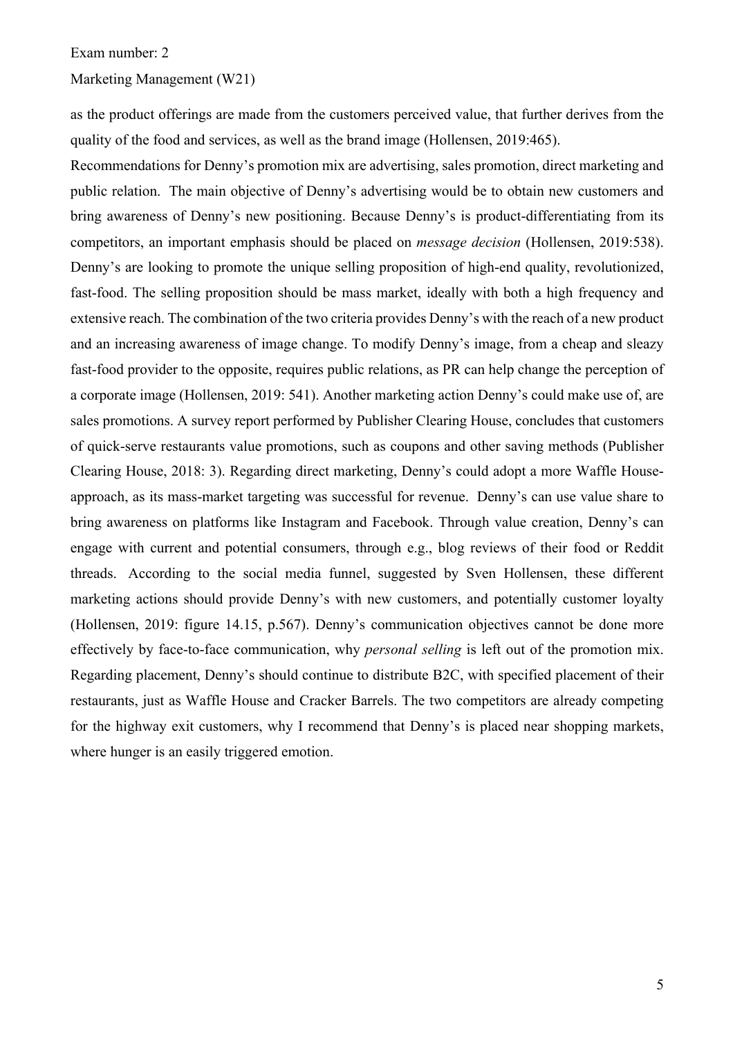as the product offerings are made from the customers perceived value, that further derives from the quality of the food and services, as well as the brand image (Hollensen, 2019:465).

Recommendations for Denny's promotion mix are advertising, sales promotion, direct marketing and public relation. The main objective of Denny's advertising would be to obtain new customers and bring awareness of Denny's new positioning. Because Denny's is product-differentiating from its competitors, an important emphasis should be placed on *message decision* (Hollensen, 2019:538). Denny's are looking to promote the unique selling proposition of high-end quality, revolutionized, fast-food. The selling proposition should be mass market, ideally with both a high frequency and extensive reach. The combination of the two criteria provides Denny's with the reach of a new product and an increasing awareness of image change. To modify Denny's image, from a cheap and sleazy fast-food provider to the opposite, requires public relations, as PR can help change the perception of a corporate image (Hollensen, 2019: 541). Another marketing action Denny's could make use of, are sales promotions. A survey report performed by Publisher Clearing House, concludes that customers of quick-serve restaurants value promotions, such as coupons and other saving methods (Publisher Clearing House, 2018: 3). Regarding direct marketing, Denny's could adopt a more Waffle House-approach, as its mass-market targeting was successful for revenue. Denny's can use value share to bring awareness on platforms like Instagram and Facebook. Through value creation, Denny's can engage with current and potential consumers, through e.g., blog reviews of their food or Reddit threads. According to the social media funnel, suggested by Sven Hollensen, these different marketing actions should provide Denny's with new customers, and potentially customer loyalty (Hollensen, 2019: figure 14.15, p.567). Denny's communication objectives cannot be done more effectively by face-to-face communication, why *personal selling* is left out of the promotion mix. Regarding placement, Denny's should continue to distribute B2C, with specified placement of their restaurants, just as Waffle House and Cracker Barrels. The two competitors are already competing for the highway exit customers, why I recommend that Denny's is placed near shopping markets, where hunger is an easily triggered emotion.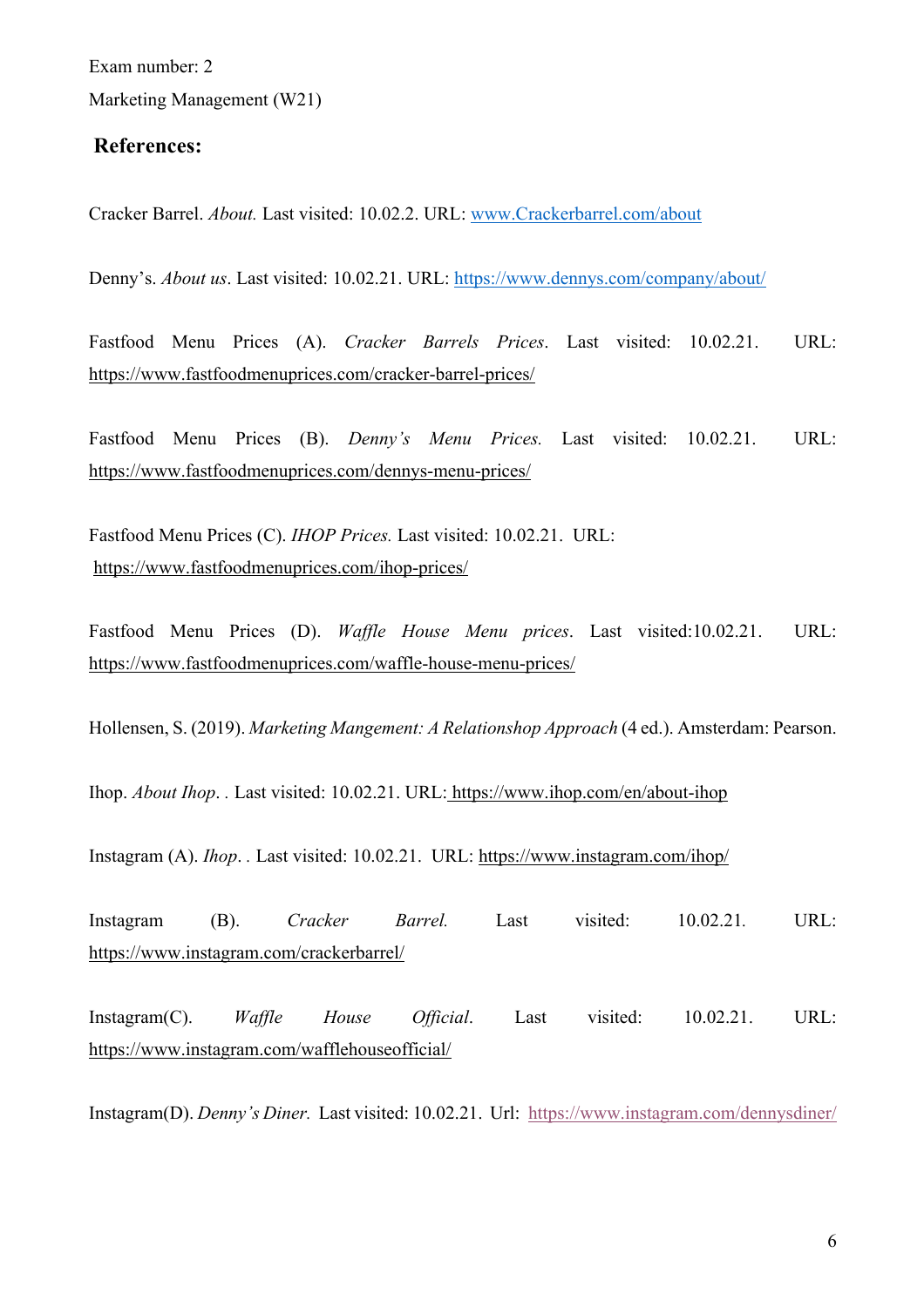Exam number: 2

Marketing Management (W21)

## References:

Cracker Barrel. *About.* Last visited: 10.02.2. URL: www.Crackerbarrel.com/about

Denny's. *About us*. Last visited: 10.02.21. URL: https://www.dennys.com/company/about/

Fastfood Menu Prices (A). *Cracker Barrels Prices*. Last visited: 10.02.21. URL: https://www.fastfoodmenuprices.com/cracker-barrel-prices/

Fastfood Menu Prices (B). *Denny's Menu Prices.* Last visited: 10.02.21. URL: https://www.fastfoodmenuprices.com/dennys-menu-prices/

Fastfood Menu Prices (C). *IHOP Prices.* Last visited: 10.02.21. URL: https://www.fastfoodmenuprices.com/ihop-prices/

Fastfood Menu Prices (D). *Waffle House Menu prices*. Last visited:10.02.21. URL: https://www.fastfoodmenuprices.com/waffle-house-menu-prices/

Hollensen, S. (2019). *Marketing Mangement: A Relationshop Approach* (4 ed.). Amsterdam: Pearson.

Ihop. *About Ihop*. . Last visited: 10.02.21. URL: https://www.ihop.com/en/about-ihop

Instagram (A). *Ihop*. . Last visited: 10.02.21. URL: https://www.instagram.com/ihop/

Instagram (B). *Cracker Barrel.* Last visited: 10.02.21. URL: https://www.instagram.com/crackerbarrel/

Instagram(C). *Waffle House Official*. Last visited: 10.02.21. URL: https://www.instagram.com/wafflehouseofficial/

Instagram(D). *Denny's Diner.* Last visited: 10.02.21. Url: https://www.instagram.com/dennysdiner/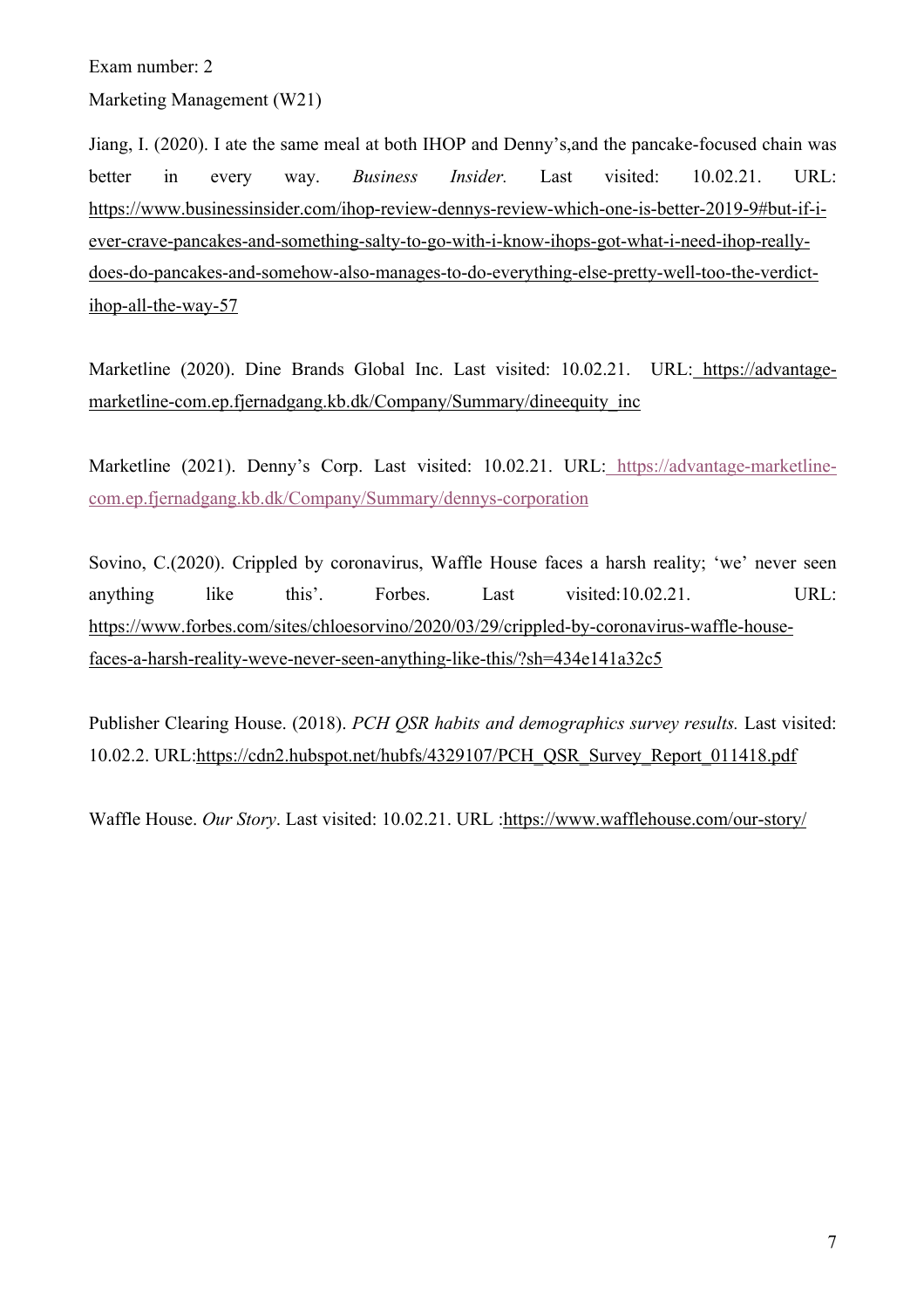Exam number: 2

Marketing Management (W21)

Jiang, I. (2020). I ate the same meal at both IHOP and Denny's,and the pancake-focused chain was better in every way. *Business Insider.* Last visited: 10.02.21. URL: https://www.businessinsider.com/ihop-review-dennys-review-which-one-is-better-2019-9#but-if-i-ever-crave-pancakes-and-something-salty-to-go-with-i-know-ihops-got-what-i-need-ihop-really-does-do-pancakes-and-somehow-also-manages-to-do-everything-else-pretty-well-too-the-verdict-ihop-all-the-way-57

Marketline (2020). Dine Brands Global Inc. Last visited: 10.02.21. URL: https://advantage-marketline-com.ep.fjernadgang.kb.dk/Company/Summary/dineequity_inc

Marketline (2021). Denny's Corp. Last visited: 10.02.21. URL: https://advantage-marketline-com.ep.fjernadgang.kb.dk/Company/Summary/dennys-corporation

Sovino, C.(2020). Crippled by coronavirus, Waffle House faces a harsh reality; 'we' never seen anything like this'. Forbes. Last visited:10.02.21. URL: https://www.forbes.com/sites/chloesorvino/2020/03/29/crippled-by-coronavirus-waffle-house-faces-a-harsh-reality-weve-never-seen-anything-like-this/?sh=434e141a32c5

Publisher Clearing House. (2018). *PCH QSR habits and demographics survey results.* Last visited: 10.02.2. URL:https://cdn2.hubspot.net/hubfs/4329107/PCH_QSR_Survey_Report_011418.pdf

Waffle House. *Our Story*. Last visited: 10.02.21. URL :https://www.wafflehouse.com/our-story/